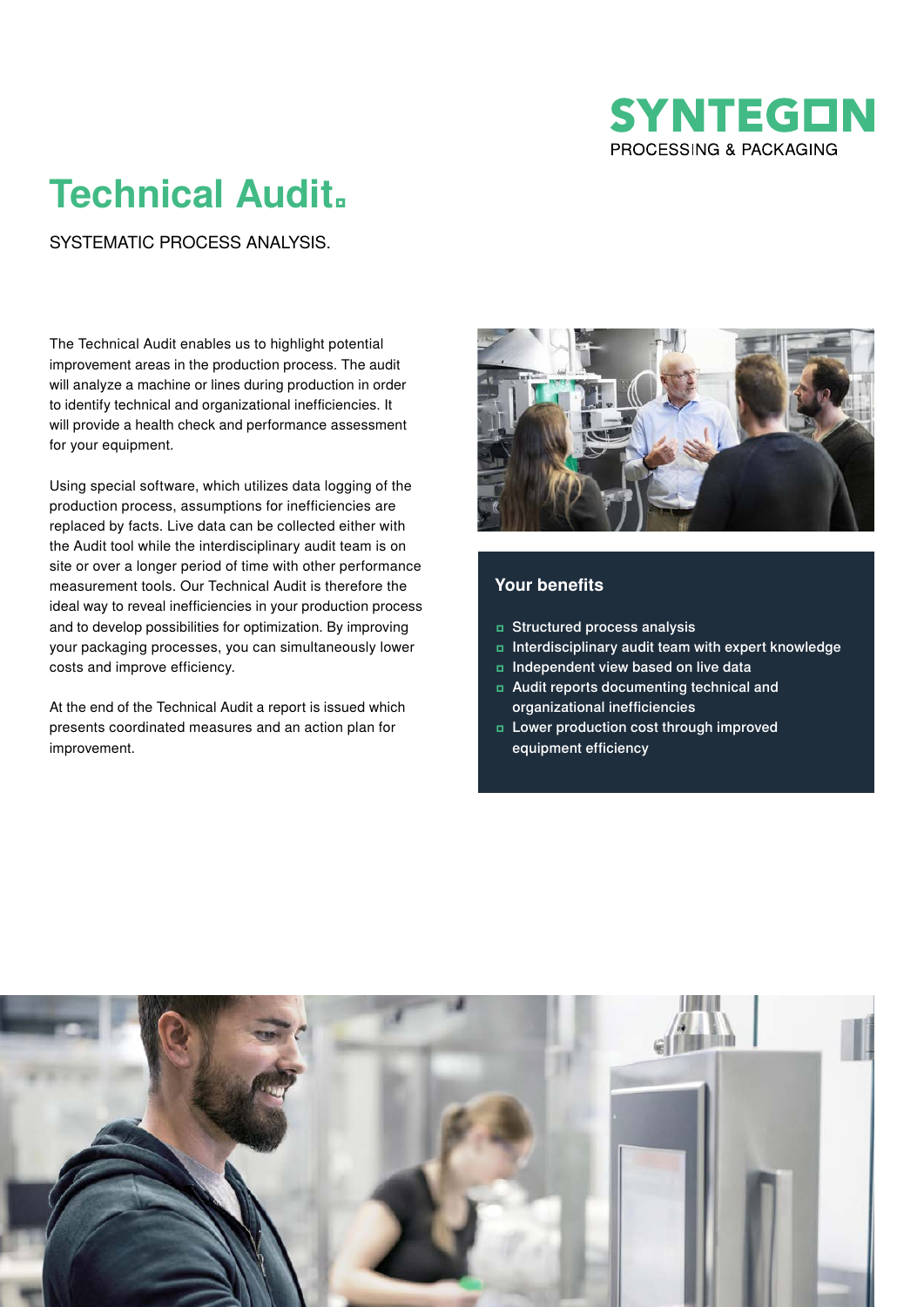SYNTEGON
PROCESSING & PACKAGING

# Technical Audit.

SYSTEMATIC PROCESS ANALYSIS.

The Technical Audit enables us to highlight potential improvement areas in the production process. The audit will analyze a machine or lines during production in order to identify technical and organizational inefficiencies. It will provide a health check and performance assessment for your equipment.

Using special software, which utilizes data logging of the production process, assumptions for inefficiencies are replaced by facts. Live data can be collected either with the Audit tool while the interdisciplinary audit team is on site or over a longer period of time with other performance measurement tools. Our Technical Audit is therefore the ideal way to reveal inefficiencies in your production process and to develop possibilities for optimization. By improving your packaging processes, you can simultaneously lower costs and improve efficiency.

At the end of the Technical Audit a report is issued which presents coordinated measures and an action plan for improvement.

## Your benefits

- Structured process analysis
- Interdisciplinary audit team with expert knowledge
- Independent view based on live data
- Audit reports documenting technical and organizational inefficiencies
- Lower production cost through improved equipment efficiency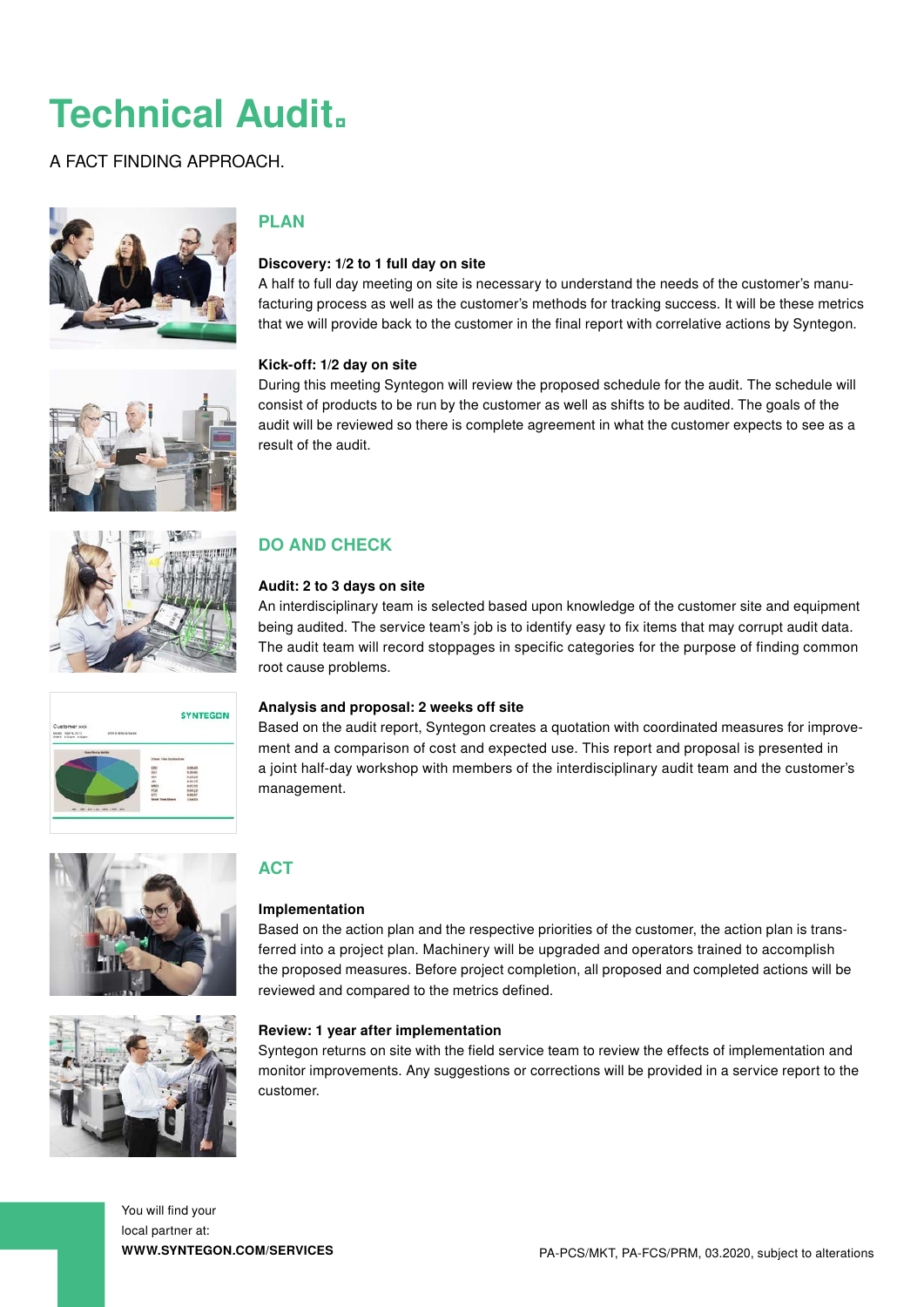# Technical Audit.

A FACT FINDING APPROACH.

## PLAN

**Discovery: 1/2 to 1 full day on site**

A half to full day meeting on site is necessary to understand the needs of the customer's manufacturing process as well as the customer's methods for tracking success. It will be these metrics that we will provide back to the customer in the final report with correlative actions by Syntegon.

**Kick-off: 1/2 day on site**

During this meeting Syntegon will review the proposed schedule for the audit. The schedule will consist of products to be run by the customer as well as shifts to be audited. The goals of the audit will be reviewed so there is complete agreement in what the customer expects to see as a result of the audit.

## DO AND CHECK

**Audit: 2 to 3 days on site**

An interdisciplinary team is selected based upon knowledge of the customer site and equipment being audited. The service team's job is to identify easy to fix items that may corrupt audit data. The audit team will record stoppages in specific categories for the purpose of finding common root cause problems.

**Analysis and proposal: 2 weeks off site**

Based on the audit report, Syntegon creates a quotation with coordinated measures for improvement and a comparison of cost and expected use. This report and proposal is presented in a joint half-day workshop with members of the interdisciplinary audit team and the customer's management.

## ACT

**Implementation**

Based on the action plan and the respective priorities of the customer, the action plan is transferred into a project plan. Machinery will be upgraded and operators trained to accomplish the proposed measures. Before project completion, all proposed and completed actions will be reviewed and compared to the metrics defined.

**Review: 1 year after implementation**

Syntegon returns on site with the field service team to review the effects of implementation and monitor improvements. Any suggestions or corrections will be provided in a service report to the customer.

You will find your local partner at:
**WWW.SYNTEGON.COM/SERVICES**

PA-PCS/MKT, PA-FCS/PRM, 03.2020, subject to alterations